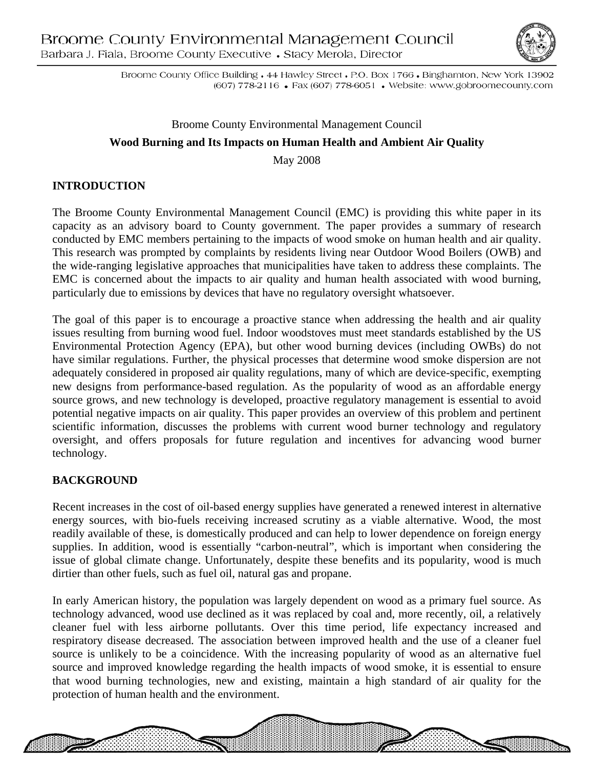# Broome County Environmental Management Council

Barbara J. Fiala, Broome County Executive • Stacy Merola, Director

Broome County Office Building • 44 Hawley Street • P.O. Box 1766 • Binghamton, New York 13902
(607) 778-2116 • Fax (607) 778-6051 • Website: www.gobroomecounty.com

Broome County Environmental Management Council

**Wood Burning and Its Impacts on Human Health and Ambient Air Quality**

May 2008

## INTRODUCTION

The Broome County Environmental Management Council (EMC) is providing this white paper in its capacity as an advisory board to County government. The paper provides a summary of research conducted by EMC members pertaining to the impacts of wood smoke on human health and air quality. This research was prompted by complaints by residents living near Outdoor Wood Boilers (OWB) and the wide-ranging legislative approaches that municipalities have taken to address these complaints. The EMC is concerned about the impacts to air quality and human health associated with wood burning, particularly due to emissions by devices that have no regulatory oversight whatsoever.

The goal of this paper is to encourage a proactive stance when addressing the health and air quality issues resulting from burning wood fuel. Indoor woodstoves must meet standards established by the US Environmental Protection Agency (EPA), but other wood burning devices (including OWBs) do not have similar regulations. Further, the physical processes that determine wood smoke dispersion are not adequately considered in proposed air quality regulations, many of which are device-specific, exempting new designs from performance-based regulation. As the popularity of wood as an affordable energy source grows, and new technology is developed, proactive regulatory management is essential to avoid potential negative impacts on air quality. This paper provides an overview of this problem and pertinent scientific information, discusses the problems with current wood burner technology and regulatory oversight, and offers proposals for future regulation and incentives for advancing wood burner technology.

## BACKGROUND

Recent increases in the cost of oil-based energy supplies have generated a renewed interest in alternative energy sources, with bio-fuels receiving increased scrutiny as a viable alternative. Wood, the most readily available of these, is domestically produced and can help to lower dependence on foreign energy supplies. In addition, wood is essentially "carbon-neutral", which is important when considering the issue of global climate change. Unfortunately, despite these benefits and its popularity, wood is much dirtier than other fuels, such as fuel oil, natural gas and propane.

In early American history, the population was largely dependent on wood as a primary fuel source. As technology advanced, wood use declined as it was replaced by coal and, more recently, oil, a relatively cleaner fuel with less airborne pollutants. Over this time period, life expectancy increased and respiratory disease decreased. The association between improved health and the use of a cleaner fuel source is unlikely to be a coincidence. With the increasing popularity of wood as an alternative fuel source and improved knowledge regarding the health impacts of wood smoke, it is essential to ensure that wood burning technologies, new and existing, maintain a high standard of air quality for the protection of human health and the environment.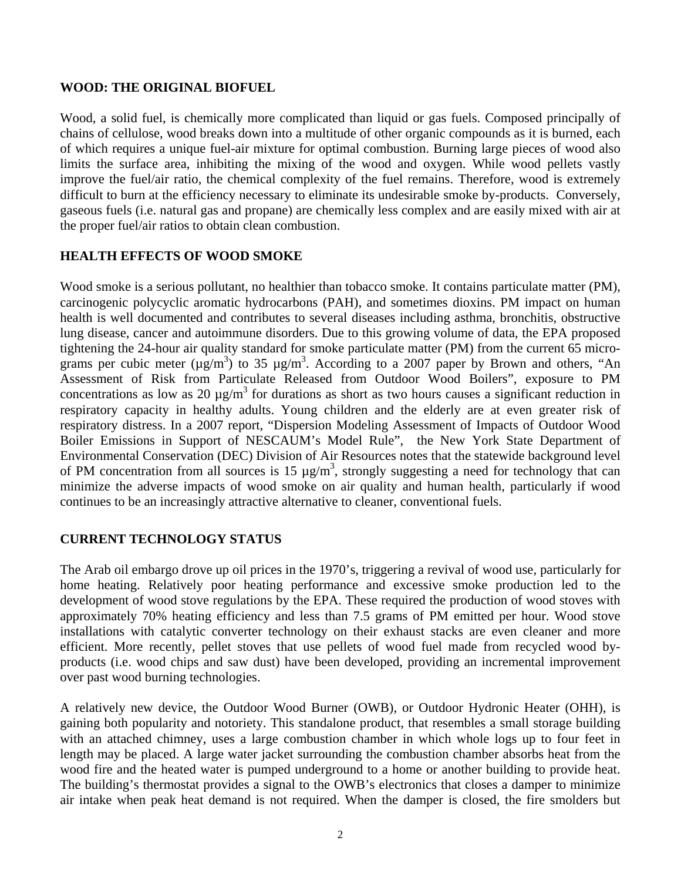## WOOD: THE ORIGINAL BIOFUEL

Wood, a solid fuel, is chemically more complicated than liquid or gas fuels. Composed principally of chains of cellulose, wood breaks down into a multitude of other organic compounds as it is burned, each of which requires a unique fuel-air mixture for optimal combustion. Burning large pieces of wood also limits the surface area, inhibiting the mixing of the wood and oxygen. While wood pellets vastly improve the fuel/air ratio, the chemical complexity of the fuel remains. Therefore, wood is extremely difficult to burn at the efficiency necessary to eliminate its undesirable smoke by-products. Conversely, gaseous fuels (i.e. natural gas and propane) are chemically less complex and are easily mixed with air at the proper fuel/air ratios to obtain clean combustion.

## HEALTH EFFECTS OF WOOD SMOKE

Wood smoke is a serious pollutant, no healthier than tobacco smoke. It contains particulate matter (PM), carcinogenic polycyclic aromatic hydrocarbons (PAH), and sometimes dioxins. PM impact on human health is well documented and contributes to several diseases including asthma, bronchitis, obstructive lung disease, cancer and autoimmune disorders. Due to this growing volume of data, the EPA proposed tightening the 24-hour air quality standard for smoke particulate matter (PM) from the current 65 micro-grams per cubic meter ($\mu g/m^3$) to 35 $\mu g/m^3$. According to a 2007 paper by Brown and others, "An Assessment of Risk from Particulate Released from Outdoor Wood Boilers", exposure to PM concentrations as low as 20 $\mu g/m^3$ for durations as short as two hours causes a significant reduction in respiratory capacity in healthy adults. Young children and the elderly are at even greater risk of respiratory distress. In a 2007 report, "Dispersion Modeling Assessment of Impacts of Outdoor Wood Boiler Emissions in Support of NESCAUM's Model Rule", the New York State Department of Environmental Conservation (DEC) Division of Air Resources notes that the statewide background level of PM concentration from all sources is 15 $\mu g/m^3$, strongly suggesting a need for technology that can minimize the adverse impacts of wood smoke on air quality and human health, particularly if wood continues to be an increasingly attractive alternative to cleaner, conventional fuels.

## CURRENT TECHNOLOGY STATUS

The Arab oil embargo drove up oil prices in the 1970's, triggering a revival of wood use, particularly for home heating. Relatively poor heating performance and excessive smoke production led to the development of wood stove regulations by the EPA. These required the production of wood stoves with approximately 70% heating efficiency and less than 7.5 grams of PM emitted per hour. Wood stove installations with catalytic converter technology on their exhaust stacks are even cleaner and more efficient. More recently, pellet stoves that use pellets of wood fuel made from recycled wood by-products (i.e. wood chips and saw dust) have been developed, providing an incremental improvement over past wood burning technologies.

A relatively new device, the Outdoor Wood Burner (OWB), or Outdoor Hydronic Heater (OHH), is gaining both popularity and notoriety. This standalone product, that resembles a small storage building with an attached chimney, uses a large combustion chamber in which whole logs up to four feet in length may be placed. A large water jacket surrounding the combustion chamber absorbs heat from the wood fire and the heated water is pumped underground to a home or another building to provide heat. The building's thermostat provides a signal to the OWB's electronics that closes a damper to minimize air intake when peak heat demand is not required. When the damper is closed, the fire smolders but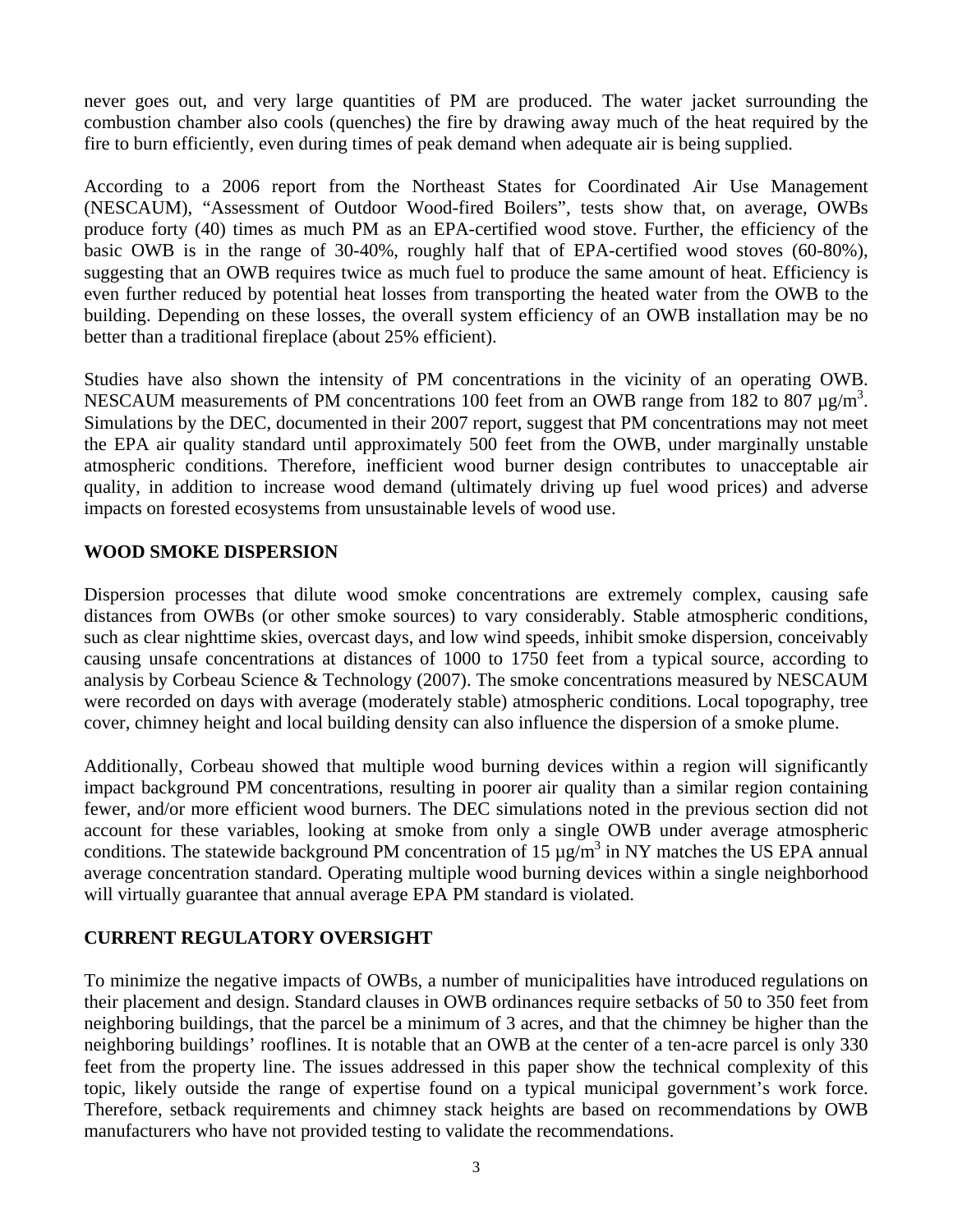never goes out, and very large quantities of PM are produced. The water jacket surrounding the combustion chamber also cools (quenches) the fire by drawing away much of the heat required by the fire to burn efficiently, even during times of peak demand when adequate air is being supplied.

According to a 2006 report from the Northeast States for Coordinated Air Use Management (NESCAUM), "Assessment of Outdoor Wood-fired Boilers", tests show that, on average, OWBs produce forty (40) times as much PM as an EPA-certified wood stove. Further, the efficiency of the basic OWB is in the range of 30-40%, roughly half that of EPA-certified wood stoves (60-80%), suggesting that an OWB requires twice as much fuel to produce the same amount of heat. Efficiency is even further reduced by potential heat losses from transporting the heated water from the OWB to the building. Depending on these losses, the overall system efficiency of an OWB installation may be no better than a traditional fireplace (about 25% efficient).

Studies have also shown the intensity of PM concentrations in the vicinity of an operating OWB. NESCAUM measurements of PM concentrations 100 feet from an OWB range from 182 to 807 $\mu g/m^3$. Simulations by the DEC, documented in their 2007 report, suggest that PM concentrations may not meet the EPA air quality standard until approximately 500 feet from the OWB, under marginally unstable atmospheric conditions. Therefore, inefficient wood burner design contributes to unacceptable air quality, in addition to increase wood demand (ultimately driving up fuel wood prices) and adverse impacts on forested ecosystems from unsustainable levels of wood use.

## WOOD SMOKE DISPERSION

Dispersion processes that dilute wood smoke concentrations are extremely complex, causing safe distances from OWBs (or other smoke sources) to vary considerably. Stable atmospheric conditions, such as clear nighttime skies, overcast days, and low wind speeds, inhibit smoke dispersion, conceivably causing unsafe concentrations at distances of 1000 to 1750 feet from a typical source, according to analysis by Corbeau Science & Technology (2007). The smoke concentrations measured by NESCAUM were recorded on days with average (moderately stable) atmospheric conditions. Local topography, tree cover, chimney height and local building density can also influence the dispersion of a smoke plume.

Additionally, Corbeau showed that multiple wood burning devices within a region will significantly impact background PM concentrations, resulting in poorer air quality than a similar region containing fewer, and/or more efficient wood burners. The DEC simulations noted in the previous section did not account for these variables, looking at smoke from only a single OWB under average atmospheric conditions. The statewide background PM concentration of 15 $\mu g/m^3$ in NY matches the US EPA annual average concentration standard. Operating multiple wood burning devices within a single neighborhood will virtually guarantee that annual average EPA PM standard is violated.

## CURRENT REGULATORY OVERSIGHT

To minimize the negative impacts of OWBs, a number of municipalities have introduced regulations on their placement and design. Standard clauses in OWB ordinances require setbacks of 50 to 350 feet from neighboring buildings, that the parcel be a minimum of 3 acres, and that the chimney be higher than the neighboring buildings' rooflines. It is notable that an OWB at the center of a ten-acre parcel is only 330 feet from the property line. The issues addressed in this paper show the technical complexity of this topic, likely outside the range of expertise found on a typical municipal government's work force. Therefore, setback requirements and chimney stack heights are based on recommendations by OWB manufacturers who have not provided testing to validate the recommendations.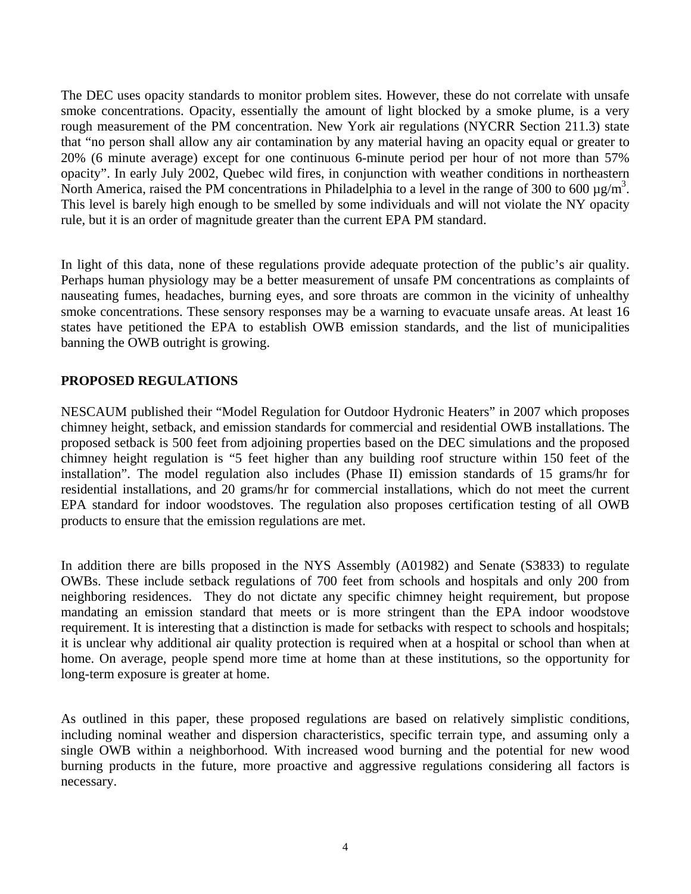The DEC uses opacity standards to monitor problem sites. However, these do not correlate with unsafe smoke concentrations. Opacity, essentially the amount of light blocked by a smoke plume, is a very rough measurement of the PM concentration. New York air regulations (NYCRR Section 211.3) state that "no person shall allow any air contamination by any material having an opacity equal or greater to 20% (6 minute average) except for one continuous 6-minute period per hour of not more than 57% opacity". In early July 2002, Quebec wild fires, in conjunction with weather conditions in northeastern North America, raised the PM concentrations in Philadelphia to a level in the range of 300 to 600 $\mu g/m^3$. This level is barely high enough to be smelled by some individuals and will not violate the NY opacity rule, but it is an order of magnitude greater than the current EPA PM standard.

In light of this data, none of these regulations provide adequate protection of the public's air quality. Perhaps human physiology may be a better measurement of unsafe PM concentrations as complaints of nauseating fumes, headaches, burning eyes, and sore throats are common in the vicinity of unhealthy smoke concentrations. These sensory responses may be a warning to evacuate unsafe areas. At least 16 states have petitioned the EPA to establish OWB emission standards, and the list of municipalities banning the OWB outright is growing.

## PROPOSED REGULATIONS

NESCAUM published their "Model Regulation for Outdoor Hydronic Heaters" in 2007 which proposes chimney height, setback, and emission standards for commercial and residential OWB installations. The proposed setback is 500 feet from adjoining properties based on the DEC simulations and the proposed chimney height regulation is "5 feet higher than any building roof structure within 150 feet of the installation". The model regulation also includes (Phase II) emission standards of 15 grams/hr for residential installations, and 20 grams/hr for commercial installations, which do not meet the current EPA standard for indoor woodstoves. The regulation also proposes certification testing of all OWB products to ensure that the emission regulations are met.

In addition there are bills proposed in the NYS Assembly (A01982) and Senate (S3833) to regulate OWBs. These include setback regulations of 700 feet from schools and hospitals and only 200 from neighboring residences. They do not dictate any specific chimney height requirement, but propose mandating an emission standard that meets or is more stringent than the EPA indoor woodstove requirement. It is interesting that a distinction is made for setbacks with respect to schools and hospitals; it is unclear why additional air quality protection is required when at a hospital or school than when at home. On average, people spend more time at home than at these institutions, so the opportunity for long-term exposure is greater at home.

As outlined in this paper, these proposed regulations are based on relatively simplistic conditions, including nominal weather and dispersion characteristics, specific terrain type, and assuming only a single OWB within a neighborhood. With increased wood burning and the potential for new wood burning products in the future, more proactive and aggressive regulations considering all factors is necessary.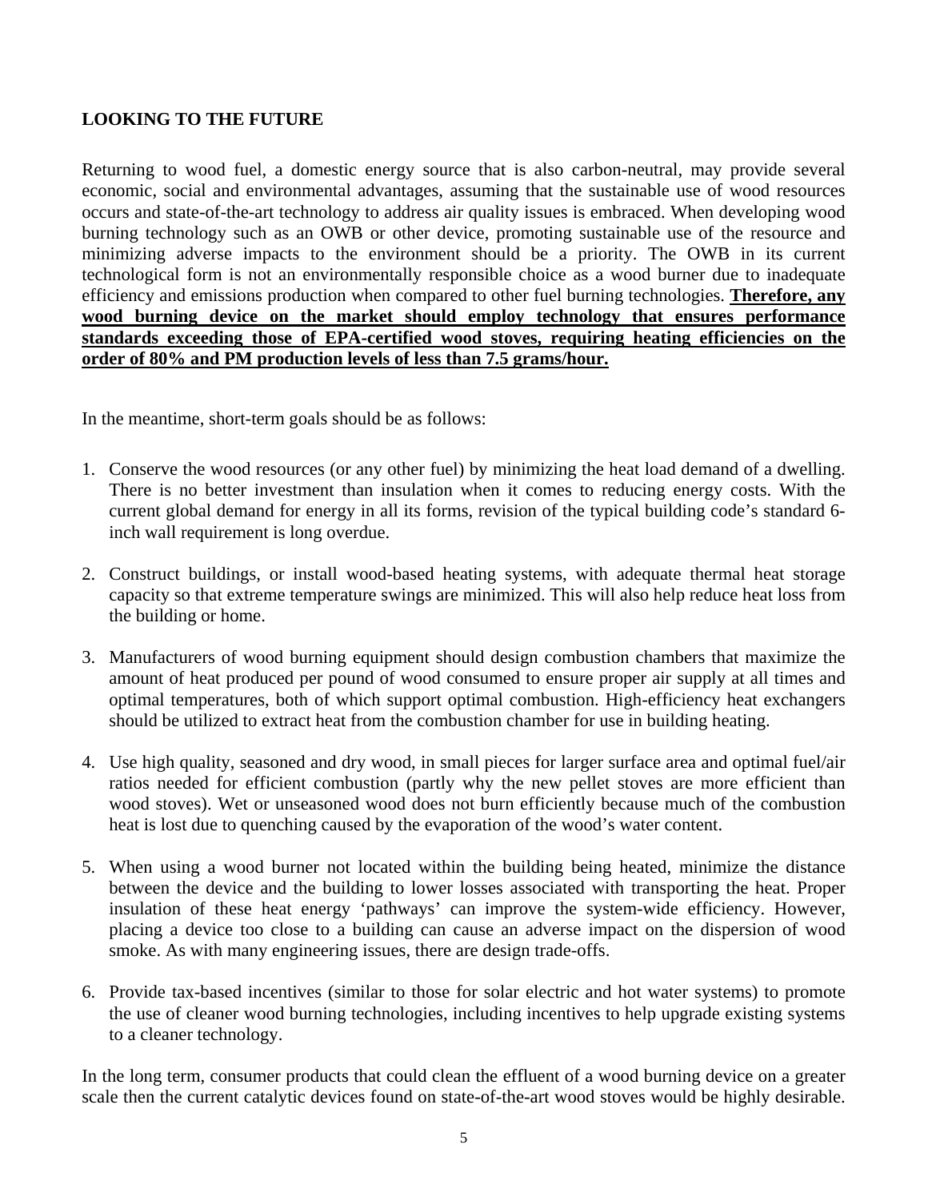## LOOKING TO THE FUTURE

Returning to wood fuel, a domestic energy source that is also carbon-neutral, may provide several economic, social and environmental advantages, assuming that the sustainable use of wood resources occurs and state-of-the-art technology to address air quality issues is embraced. When developing wood burning technology such as an OWB or other device, promoting sustainable use of the resource and minimizing adverse impacts to the environment should be a priority. The OWB in its current technological form is not an environmentally responsible choice as a wood burner due to inadequate efficiency and emissions production when compared to other fuel burning technologies. **<u>Therefore, any wood burning device on the market should employ technology that ensures performance standards exceeding those of EPA-certified wood stoves, requiring heating efficiencies on the order of 80% and PM production levels of less than 7.5 grams/hour.</u>**

In the meantime, short-term goals should be as follows:

1. Conserve the wood resources (or any other fuel) by minimizing the heat load demand of a dwelling. There is no better investment than insulation when it comes to reducing energy costs. With the current global demand for energy in all its forms, revision of the typical building code's standard 6-inch wall requirement is long overdue.

2. Construct buildings, or install wood-based heating systems, with adequate thermal heat storage capacity so that extreme temperature swings are minimized. This will also help reduce heat loss from the building or home.

3. Manufacturers of wood burning equipment should design combustion chambers that maximize the amount of heat produced per pound of wood consumed to ensure proper air supply at all times and optimal temperatures, both of which support optimal combustion. High-efficiency heat exchangers should be utilized to extract heat from the combustion chamber for use in building heating.

4. Use high quality, seasoned and dry wood, in small pieces for larger surface area and optimal fuel/air ratios needed for efficient combustion (partly why the new pellet stoves are more efficient than wood stoves). Wet or unseasoned wood does not burn efficiently because much of the combustion heat is lost due to quenching caused by the evaporation of the wood's water content.

5. When using a wood burner not located within the building being heated, minimize the distance between the device and the building to lower losses associated with transporting the heat. Proper insulation of these heat energy 'pathways' can improve the system-wide efficiency. However, placing a device too close to a building can cause an adverse impact on the dispersion of wood smoke. As with many engineering issues, there are design trade-offs.

6. Provide tax-based incentives (similar to those for solar electric and hot water systems) to promote the use of cleaner wood burning technologies, including incentives to help upgrade existing systems to a cleaner technology.

In the long term, consumer products that could clean the effluent of a wood burning device on a greater scale then the current catalytic devices found on state-of-the-art wood stoves would be highly desirable.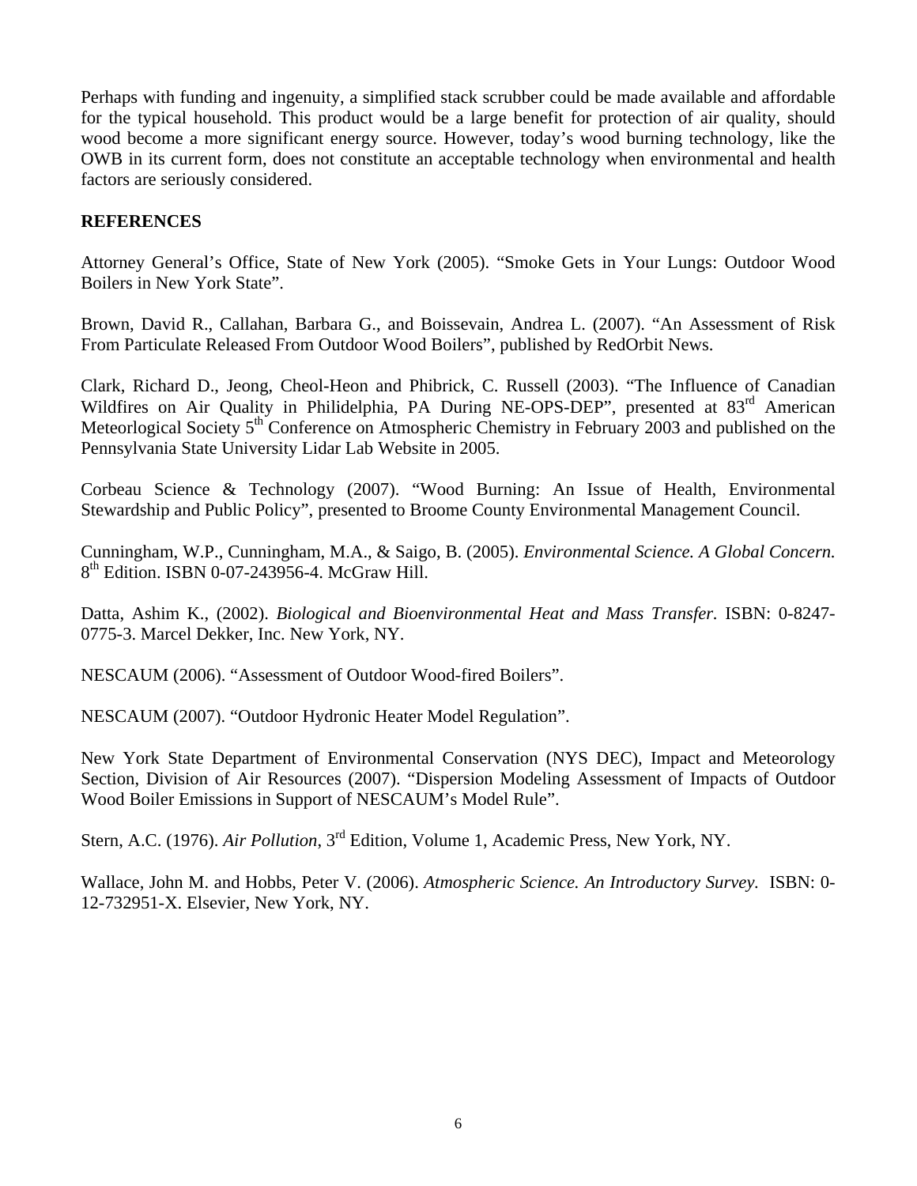Perhaps with funding and ingenuity, a simplified stack scrubber could be made available and affordable for the typical household. This product would be a large benefit for protection of air quality, should wood become a more significant energy source. However, today's wood burning technology, like the OWB in its current form, does not constitute an acceptable technology when environmental and health factors are seriously considered.

**REFERENCES**

Attorney General's Office, State of New York (2005). "Smoke Gets in Your Lungs: Outdoor Wood Boilers in New York State".

Brown, David R., Callahan, Barbara G., and Boissevain, Andrea L. (2007). "An Assessment of Risk From Particulate Released From Outdoor Wood Boilers", published by RedOrbit News.

Clark, Richard D., Jeong, Cheol-Heon and Phibrick, C. Russell (2003). "The Influence of Canadian Wildfires on Air Quality in Philidelphia, PA During NE-OPS-DEP", presented at 83rd American Meteorlogical Society 5th Conference on Atmospheric Chemistry in February 2003 and published on the Pennsylvania State University Lidar Lab Website in 2005.

Corbeau Science & Technology (2007). "Wood Burning: An Issue of Health, Environmental Stewardship and Public Policy", presented to Broome County Environmental Management Council.

Cunningham, W.P., Cunningham, M.A., & Saigo, B. (2005). *Environmental Science. A Global Concern.* 8th Edition. ISBN 0-07-243956-4. McGraw Hill.

Datta, Ashim K., (2002). *Biological and Bioenvironmental Heat and Mass Transfer.* ISBN: 0-8247-0775-3. Marcel Dekker, Inc. New York, NY.

NESCAUM (2006). "Assessment of Outdoor Wood-fired Boilers".

NESCAUM (2007). "Outdoor Hydronic Heater Model Regulation".

New York State Department of Environmental Conservation (NYS DEC), Impact and Meteorology Section, Division of Air Resources (2007). "Dispersion Modeling Assessment of Impacts of Outdoor Wood Boiler Emissions in Support of NESCAUM's Model Rule".

Stern, A.C. (1976). *Air Pollution*, 3rd Edition, Volume 1, Academic Press, New York, NY.

Wallace, John M. and Hobbs, Peter V. (2006). *Atmospheric Science. An Introductory Survey.* ISBN: 0-12-732951-X. Elsevier, New York, NY.